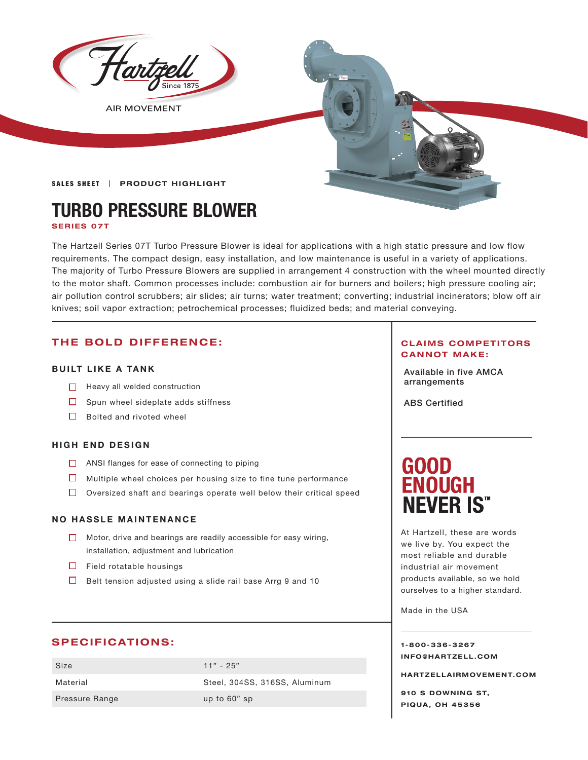Hartzell Since 1875

AIR MOVEMENT

SALES SHEET | PRODUCT HIGHLIGHT

# TURBO PRESSURE BLOWER

**SERIES 07T**

The Hartzell Series 07T Turbo Pressure Blower is ideal for applications with a high static pressure and low flow requirements. The compact design, easy installation, and low maintenance is useful in a variety of applications. The majority of Turbo Pressure Blowers are supplied in arrangement 4 construction with the wheel mounted directly to the motor shaft. Common processes include: combustion air for burners and boilers; high pressure cooling air; air pollution control scrubbers; air slides; air turns; water treatment; converting; industrial incinerators; blow off air knives; soil vapor extraction; petrochemical processes; fluidized beds; and material conveying.

## THE BOLD DIFFERENCE:

### BUILT LIKE A TANK

- Heavy all welded construction
- Spun wheel sideplate adds stiffness
- Bolted and rivoted wheel

### HIGH END DESIGN

- ANSI flanges for ease of connecting to piping
- Multiple wheel choices per housing size to fine tune performance
- Oversized shaft and bearings operate well below their critical speed

### NO HASSLE MAINTENANCE

- Motor, drive and bearings are readily accessible for easy wiring, installation, adjustment and lubrication
- Field rotatable housings
- Belt tension adjusted using a slide rail base Arrg 9 and 10

## SPECIFICATIONS:

| Size | 11" - 25" |
|---|---|
| Material | Steel, 304SS, 316SS, Aluminum |
| Pressure Range | up to 60" sp |

## CLAIMS COMPETITORS CANNOT MAKE:

Available in five AMCA arrangements

ABS Certified

## GOOD ENOUGH NEVER IS™

At Hartzell, these are words we live by. You expect the most reliable and durable industrial air movement products available, so we hold ourselves to a higher standard.

Made in the USA

**1-800-336-3267**
**INFO@HARTZELL.COM**

**HARTZELLAIRMOVEMENT.COM**

**910 S DOWNING ST,**
**PIQUA, OH 45356**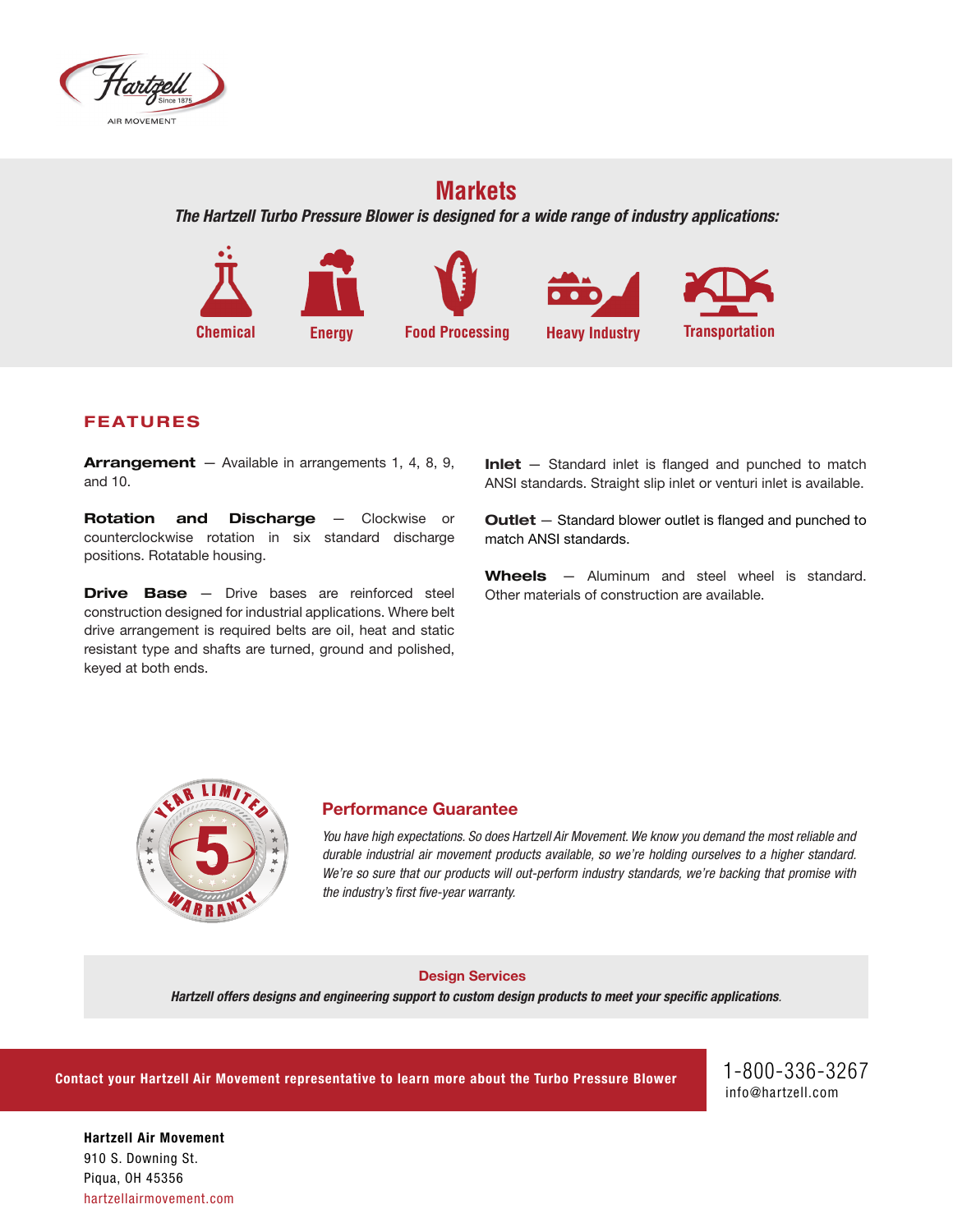## Markets

***The Hartzell Turbo Pressure Blower is designed for a wide range of industry applications:***

Chemical

Energy

Food Processing

Heavy Industry

Transportation

## FEATURES

**Arrangement** — Available in arrangements 1, 4, 8, 9, and 10.

**Rotation and Discharge** — Clockwise or counterclockwise rotation in six standard discharge positions. Rotatable housing.

**Drive Base** — Drive bases are reinforced steel construction designed for industrial applications. Where belt drive arrangement is required belts are oil, heat and static resistant type and shafts are turned, ground and polished, keyed at both ends.

**Inlet** — Standard inlet is flanged and punched to match ANSI standards. Straight slip inlet or venturi inlet is available.

**Outlet** — Standard blower outlet is flanged and punched to match ANSI standards.

**Wheels** — Aluminum and steel wheel is standard. Other materials of construction are available.

YEAR LIMITED 5 WARRANTY

### Performance Guarantee

*You have high expectations. So does Hartzell Air Movement. We know you demand the most reliable and durable industrial air movement products available, so we're holding ourselves to a higher standard. We're so sure that our products will out-perform industry standards, we're backing that promise with the industry's first five-year warranty.*

### Design Services

***Hartzell offers designs and engineering support to custom design products to meet your specific applications.***

**Contact your Hartzell Air Movement representative to learn more about the Turbo Pressure Blower**

1-800-336-3267
info@hartzell.com

**Hartzell Air Movement**
910 S. Downing St.
Piqua, OH 45356
hartzellairmovement.com